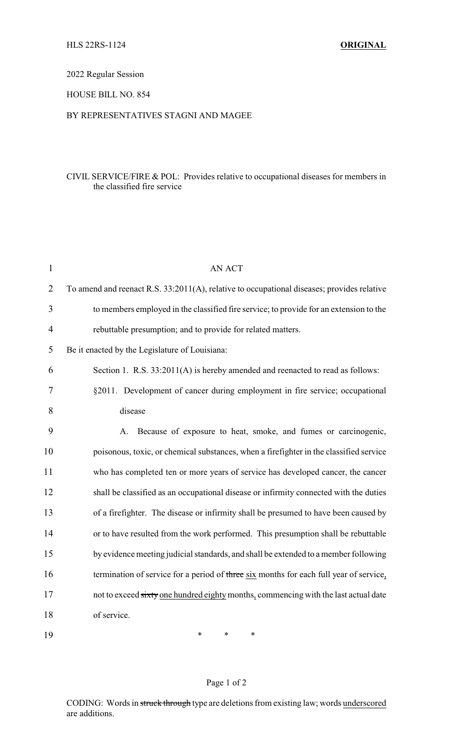HLS 22RS-1124 **ORIGINAL**

2022 Regular Session

HOUSE BILL NO. 854

BY REPRESENTATIVES STAGNI AND MAGEE

CIVIL SERVICE/FIRE & POL: Provides relative to occupational diseases for members in the classified fire service

AN ACT

To amend and reenact R.S. 33:2011(A), relative to occupational diseases; provides relative to members employed in the classified fire service; to provide for an extension to the rebuttable presumption; and to provide for related matters.

Be it enacted by the Legislature of Louisiana:

Section 1. R.S. 33:2011(A) is hereby amended and reenacted to read as follows:

§2011. Development of cancer during employment in fire service; occupational disease

A. Because of exposure to heat, smoke, and fumes or carcinogenic, poisonous, toxic, or chemical substances, when a firefighter in the classified service who has completed ten or more years of service has developed cancer, the cancer shall be classified as an occupational disease or infirmity connected with the duties of a firefighter. The disease or infirmity shall be presumed to have been caused by or to have resulted from the work performed. This presumption shall be rebuttable by evidence meeting judicial standards, and shall be extended to a member following termination of service for a period of ~~three~~ <u>six</u> months for each full year of service<u>,</u> not to exceed ~~sixty~~ <u>one hundred eighty</u> months<u>,</u> commencing with the last actual date of service.

\* \* \*

CODING: Words in ~~struck through~~ type are deletions from existing law; words <u>underscored</u> are additions.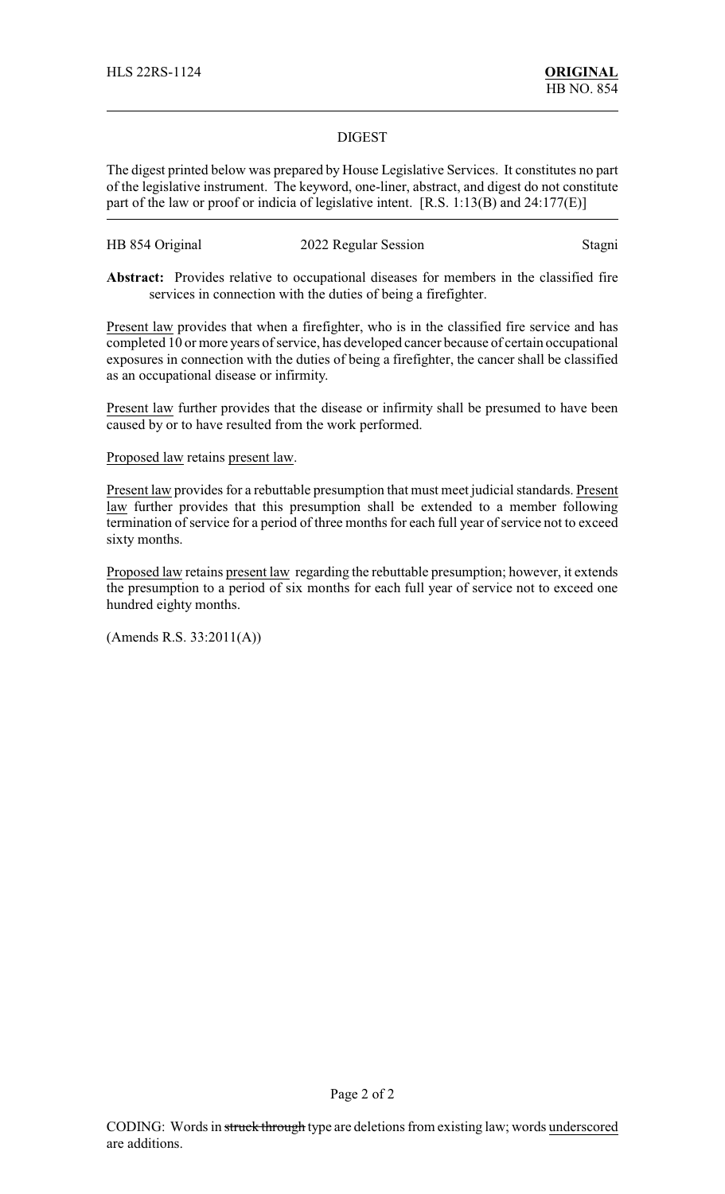HLS 22RS-1124 **ORIGINAL**
HB NO. 854

DIGEST

The digest printed below was prepared by House Legislative Services. It constitutes no part of the legislative instrument. The keyword, one-liner, abstract, and digest do not constitute part of the law or proof or indicia of legislative intent. [R.S. 1:13(B) and 24:177(E)]

HB 854 Original 2022 Regular Session Stagni

**Abstract:** Provides relative to occupational diseases for members in the classified fire services in connection with the duties of being a firefighter.

Present law provides that when a firefighter, who is in the classified fire service and has completed 10 or more years of service, has developed cancer because of certain occupational exposures in connection with the duties of being a firefighter, the cancer shall be classified as an occupational disease or infirmity.

Present law further provides that the disease or infirmity shall be presumed to have been caused by or to have resulted from the work performed.

Proposed law retains present law.

Present law provides for a rebuttable presumption that must meet judicial standards. Present law further provides that this presumption shall be extended to a member following termination of service for a period of three months for each full year of service not to exceed sixty months.

Proposed law retains present law regarding the rebuttable presumption; however, it extends the presumption to a period of six months for each full year of service not to exceed one hundred eighty months.

(Amends R.S. 33:2011(A))

CODING: Words in ~~struck through~~ type are deletions from existing law; words underscored are additions.